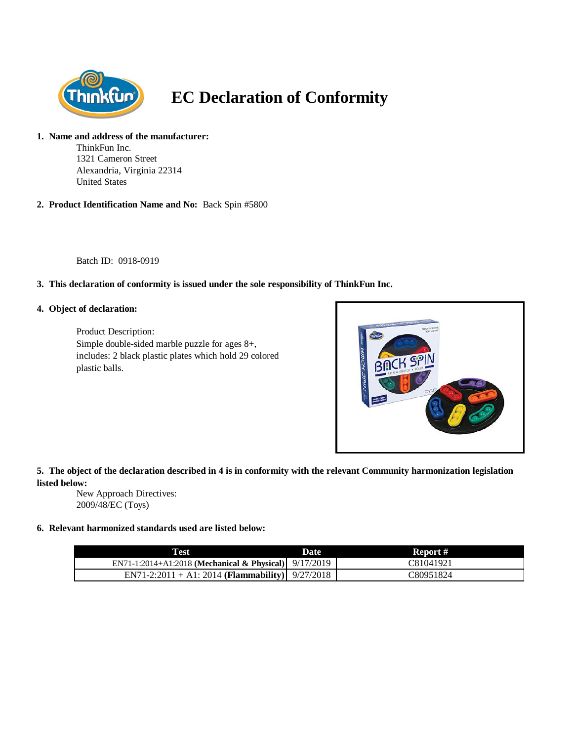# EC Declaration of Conformity

**1. Name and address of the manufacturer:**

ThinkFun Inc.
1321 Cameron Street
Alexandria, Virginia 22314
United States

**2. Product Identification Name and No:** Back Spin #5800

Batch ID: 0918-0919

**3. This declaration of conformity is issued under the sole responsibility of ThinkFun Inc.**

**4. Object of declaration:**

Product Description:
Simple double-sided marble puzzle for ages 8+, includes: 2 black plastic plates which hold 29 colored plastic balls.

**5. The object of the declaration described in 4 is in conformity with the relevant Community harmonization legislation listed below:**

New Approach Directives:
2009/48/EC (Toys)

**6. Relevant harmonized standards used are listed below:**

| Test | Date | Report # |
|---|---|---|
| EN71-1:2014+A1:2018 **(Mechanical & Physical)** | 9/17/2019 | C81041921 |
| EN71-2:2011 + A1: 2014 **(Flammability)** | 9/27/2018 | C80951824 |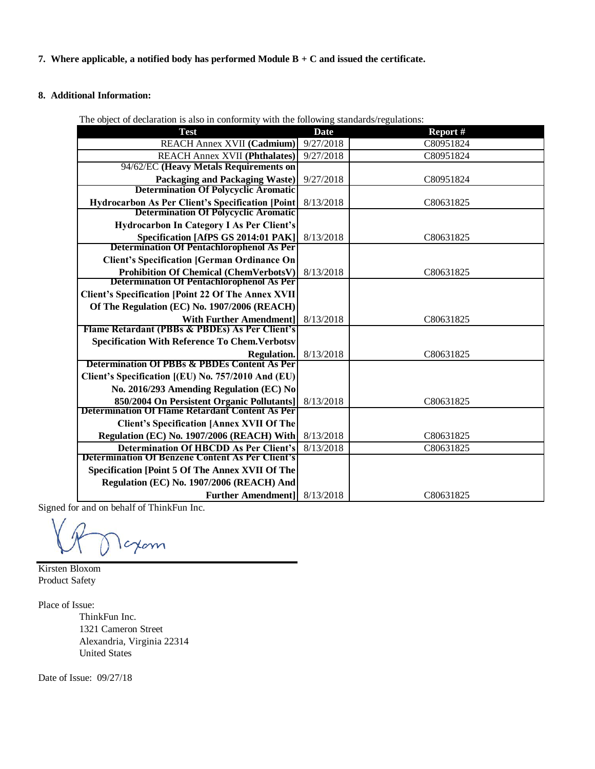**7. Where applicable, a notified body has performed Module B + C and issued the certificate.**

**8. Additional Information:**

The object of declaration is also in conformity with the following standards/regulations:

| Test | Date | Report # |
| --- | --- | --- |
| REACH Annex XVII **(Cadmium)** | 9/27/2018 | C80951824 |
| REACH Annex XVII **(Phthalates)** | 9/27/2018 | C80951824 |
| 94/62/EC **(Heavy Metals Requirements on Packaging and Packaging Waste)** | 9/27/2018 | C80951824 |
| **Determination Of Polycyclic Aromatic Hydrocarbon As Per Client's Specification [Point** | 8/13/2018 | C80631825 |
| **Determination Of Polycyclic Aromatic Hydrocarbon In Category I As Per Client's Specification [AfPS GS 2014:01 PAK]** | 8/13/2018 | C80631825 |
| **Determination Of Pentachlorophenol As Per Client's Specification [German Ordinance On Prohibition Of Chemical (ChemVerbotsV)** | 8/13/2018 | C80631825 |
| **Determination Of Pentachlorophenol As Per Client's Specification [Point 22 Of The Annex XVII Of The Regulation (EC) No. 1907/2006 (REACH) With Further Amendment]** | 8/13/2018 | C80631825 |
| **Flame Retardant (PBBs & PBDEs) As Per Client's Specification With Reference To Chem.Verbotsv Regulation.** | 8/13/2018 | C80631825 |
| **Determination Of PBBs & PBDEs Content As Per Client's Specification [(EU) No. 757/2010 And (EU) No. 2016/293 Amending Regulation (EC) No 850/2004 On Persistent Organic Pollutants]** | 8/13/2018 | C80631825 |
| **Determination Of Flame Retardant Content As Per Client's Specification [Annex XVII Of The Regulation (EC) No. 1907/2006 (REACH) With** | 8/13/2018 | C80631825 |
| **Determination Of HBCDD As Per Client's** | 8/13/2018 | C80631825 |
| **Determination Of Benzene Content As Per Client's Specification [Point 5 Of The Annex XVII Of The Regulation (EC) No. 1907/2006 (REACH) And Further Amendment]** | 8/13/2018 | C80631825 |

Signed for and on behalf of ThinkFun Inc.

Kirsten Bloxom
Product Safety

Place of Issue:

ThinkFun Inc.
1321 Cameron Street
Alexandria, Virginia 22314
United States

Date of Issue: 09/27/18